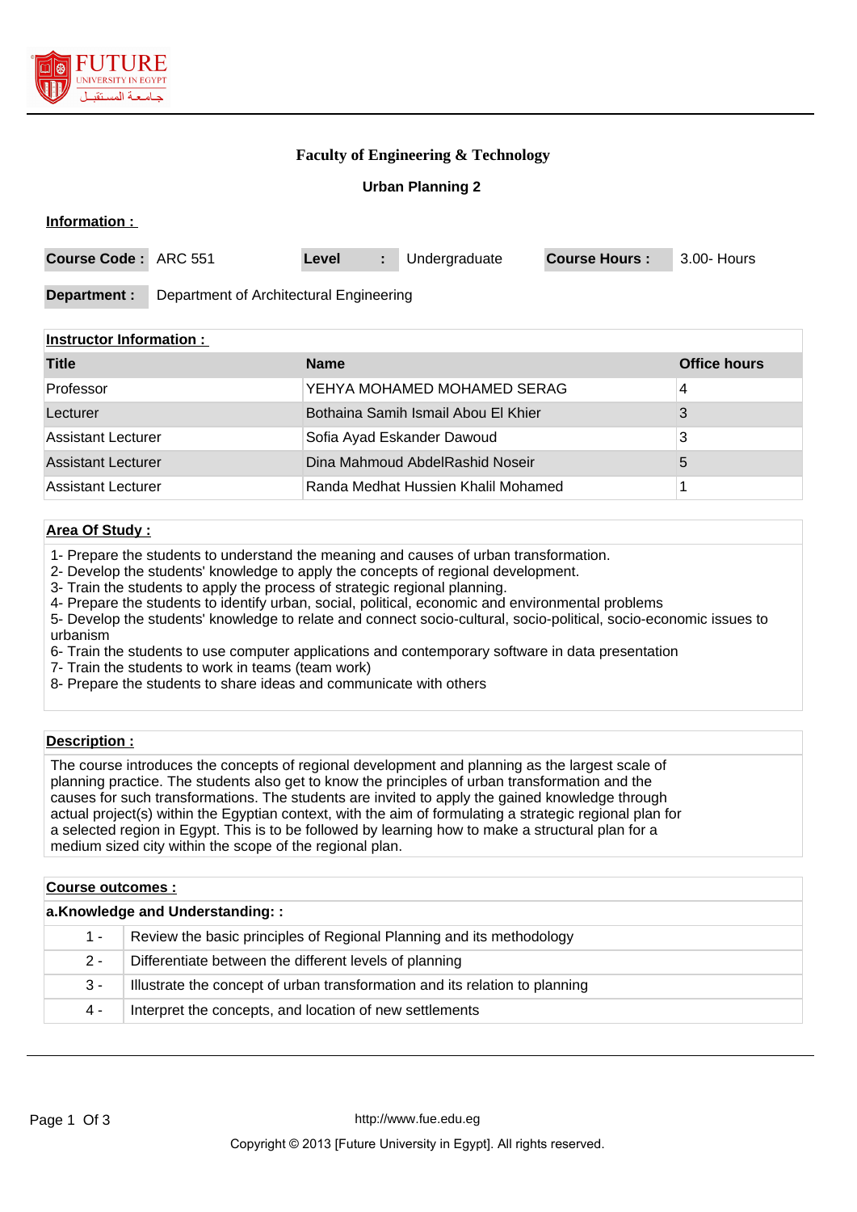# Faculty of Engineering & Technology

## Urban Planning 2

**Information :**

| **Course Code :** | ARC 551 | **Level** | **:** | Undergraduate | **Course Hours :** | 3.00- Hours |
|---|---|---|---|---|---|---|

**Department :** Department of Architectural Engineering

**Instructor Information :**

| Title | Name | Office hours |
|---|---|---|
| Professor | YEHYA MOHAMED MOHAMED SERAG | 4 |
| Lecturer | Bothaina Samih Ismail Abou El Khier | 3 |
| Assistant Lecturer | Sofia Ayad Eskander Dawoud | 3 |
| Assistant Lecturer | Dina Mahmoud AbdelRashid Noseir | 5 |
| Assistant Lecturer | Randa Medhat Hussien Khalil Mohamed | 1 |

**Area Of Study :**

1- Prepare the students to understand the meaning and causes of urban transformation.
2- Develop the students' knowledge to apply the concepts of regional development.
3- Train the students to apply the process of strategic regional planning.
4- Prepare the students to identify urban, social, political, economic and environmental problems
5- Develop the students' knowledge to relate and connect socio-cultural, socio-political, socio-economic issues to urbanism
6- Train the students to use computer applications and contemporary software in data presentation
7- Train the students to work in teams (team work)
8- Prepare the students to share ideas and communicate with others

**Description :**

The course introduces the concepts of regional development and planning as the largest scale of planning practice. The students also get to know the principles of urban transformation and the causes for such transformations. The students are invited to apply the gained knowledge through actual project(s) within the Egyptian context, with the aim of formulating a strategic regional plan for a selected region in Egypt. This is to be followed by learning how to make a structural plan for a medium sized city within the scope of the regional plan.

**Course outcomes :**

**a.Knowledge and Understanding: :**

| | |
|---|---|
| 1 - | Review the basic principles of Regional Planning and its methodology |
| 2 - | Differentiate between the different levels of planning |
| 3 - | Illustrate the concept of urban transformation and its relation to planning |
| 4 - | Interpret the concepts, and location of new settlements |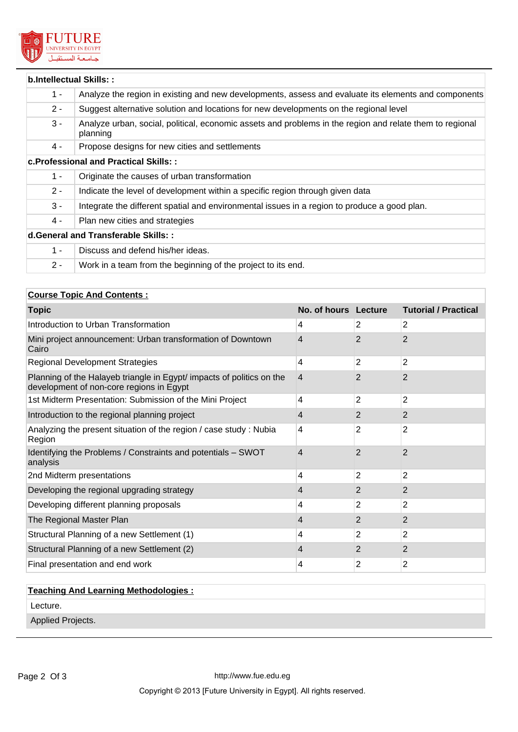**b.Intellectual Skills: :**

| | |
|---|---|
| 1 - | Analyze the region in existing and new developments, assess and evaluate its elements and components |
| 2 - | Suggest alternative solution and locations for new developments on the regional level |
| 3 - | Analyze urban, social, political, economic assets and problems in the region and relate them to regional planning |
| 4 - | Propose designs for new cities and settlements |

**c.Professional and Practical Skills: :**

| | |
|---|---|
| 1 - | Originate the causes of urban transformation |
| 2 - | Indicate the level of development within a specific region through given data |
| 3 - | Integrate the different spatial and environmental issues in a region to produce a good plan. |
| 4 - | Plan new cities and strategies |

**d.General and Transferable Skills: :**

| | |
|---|---|
| 1 - | Discuss and defend his/her ideas. |
| 2 - | Work in a team from the beginning of the project to its end. |

**Course Topic And Contents :**

| Topic | No. of hours | Lecture | Tutorial / Practical |
|---|---|---|---|
| Introduction to Urban Transformation | 4 | 2 | 2 |
| Mini project announcement: Urban transformation of Downtown Cairo | 4 | 2 | 2 |
| Regional Development Strategies | 4 | 2 | 2 |
| Planning of the Halayeb triangle in Egypt/ impacts of politics on the development of non-core regions in Egypt | 4 | 2 | 2 |
| 1st Midterm Presentation: Submission of the Mini Project | 4 | 2 | 2 |
| Introduction to the regional planning project | 4 | 2 | 2 |
| Analyzing the present situation of the region / case study : Nubia Region | 4 | 2 | 2 |
| Identifying the Problems / Constraints and potentials – SWOT analysis | 4 | 2 | 2 |
| 2nd Midterm presentations | 4 | 2 | 2 |
| Developing the regional upgrading strategy | 4 | 2 | 2 |
| Developing different planning proposals | 4 | 2 | 2 |
| The Regional Master Plan | 4 | 2 | 2 |
| Structural Planning of a new Settlement (1) | 4 | 2 | 2 |
| Structural Planning of a new Settlement (2) | 4 | 2 | 2 |
| Final presentation and end work | 4 | 2 | 2 |

**Teaching And Learning Methodologies :**

Lecture.

Applied Projects.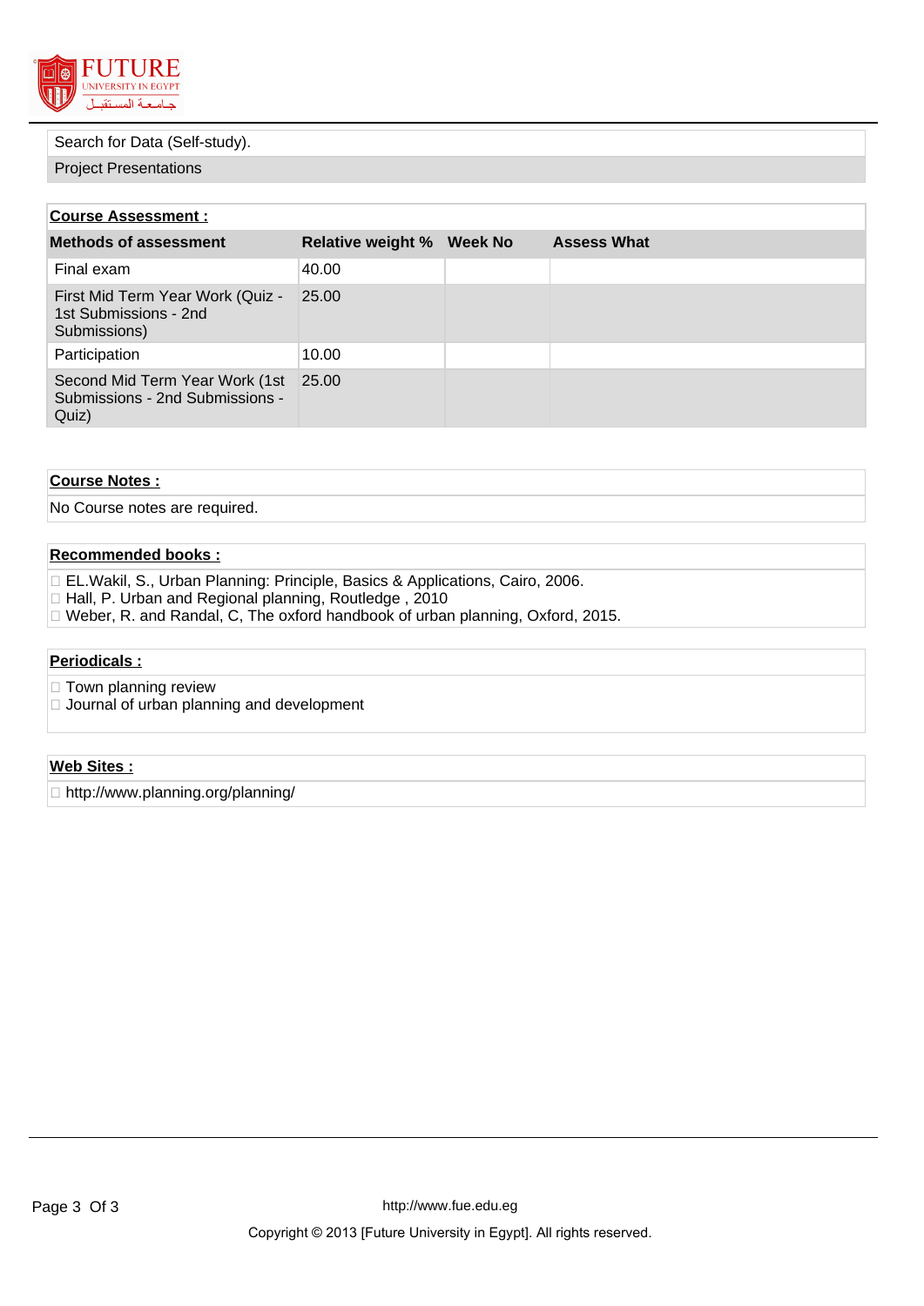Search for Data (Self-study).

Project Presentations

**Course Assessment :**

| Methods of assessment | Relative weight % | Week No | Assess What |
|---|---|---|---|
| Final exam | 40.00 | | |
| First Mid Term Year Work (Quiz - 1st Submissions - 2nd Submissions) | 25.00 | | |
| Participation | 10.00 | | |
| Second Mid Term Year Work (1st Submissions - 2nd Submissions - Quiz) | 25.00 | | |

**Course Notes :**

No Course notes are required.

**Recommended books :**

- EL.Wakil, S., Urban Planning: Principle, Basics & Applications, Cairo, 2006.
- Hall, P. Urban and Regional planning, Routledge , 2010
- Weber, R. and Randal, C, The oxford handbook of urban planning, Oxford, 2015.

**Periodicals :**

- Town planning review
- Journal of urban planning and development

**Web Sites :**

- http://www.planning.org/planning/